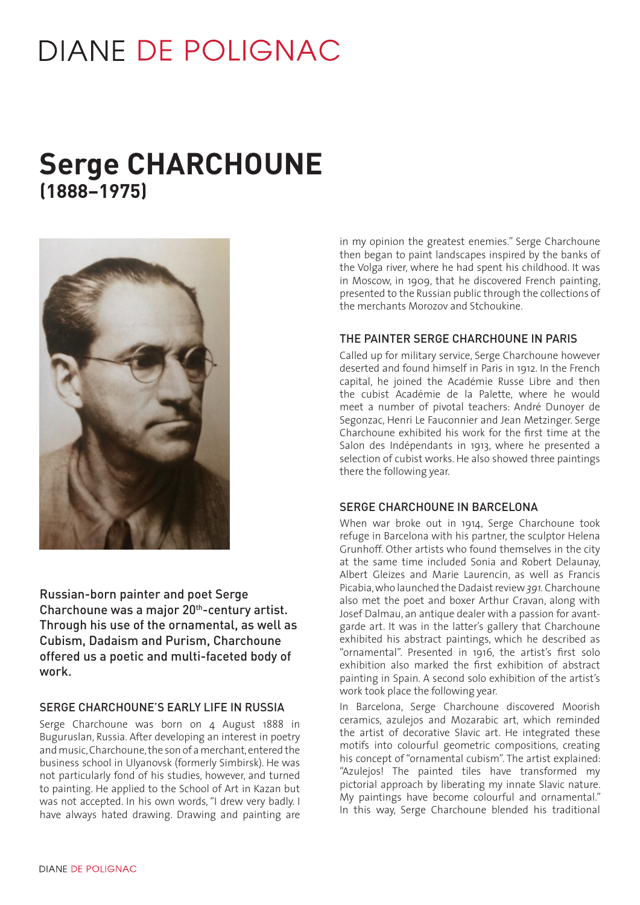# DIANE DE POLIGNAC

# Serge CHARCHOUNE
## (1888–1975)

**Russian-born painter and poet Serge Charchoune was a major 20th-century artist. Through his use of the ornamental, as well as Cubism, Dadaism and Purism, Charchoune offered us a poetic and multi-faceted body of work.**

### SERGE CHARCHOUNE'S EARLY LIFE IN RUSSIA

Serge Charchoune was born on 4 August 1888 in Buguruslan, Russia. After developing an interest in poetry and music, Charchoune, the son of a merchant, entered the business school in Ulyanovsk (formerly Simbirsk). He was not particularly fond of his studies, however, and turned to painting. He applied to the School of Art in Kazan but was not accepted. In his own words, "I drew very badly. I have always hated drawing. Drawing and painting are in my opinion the greatest enemies." Serge Charchoune then began to paint landscapes inspired by the banks of the Volga river, where he had spent his childhood. It was in Moscow, in 1909, that he discovered French painting, presented to the Russian public through the collections of the merchants Morozov and Stchoukine.

### THE PAINTER SERGE CHARCHOUNE IN PARIS

Called up for military service, Serge Charchoune however deserted and found himself in Paris in 1912. In the French capital, he joined the Académie Russe Libre and then the cubist Académie de la Palette, where he would meet a number of pivotal teachers: André Dunoyer de Segonzac, Henri Le Fauconnier and Jean Metzinger. Serge Charchoune exhibited his work for the first time at the Salon des Indépendants in 1913, where he presented a selection of cubist works. He also showed three paintings there the following year.

### SERGE CHARCHOUNE IN BARCELONA

When war broke out in 1914, Serge Charchoune took refuge in Barcelona with his partner, the sculptor Helena Grunhoff. Other artists who found themselves in the city at the same time included Sonia and Robert Delaunay, Albert Gleizes and Marie Laurencin, as well as Francis Picabia, who launched the Dadaist review *391*. Charchoune also met the poet and boxer Arthur Cravan, along with Josef Dalmau, an antique dealer with a passion for avant-garde art. It was in the latter's gallery that Charchoune exhibited his abstract paintings, which he described as "ornamental". Presented in 1916, the artist's first solo exhibition also marked the first exhibition of abstract painting in Spain. A second solo exhibition of the artist's work took place the following year.

In Barcelona, Serge Charchoune discovered Moorish ceramics, azulejos and Mozarabic art, which reminded the artist of decorative Slavic art. He integrated these motifs into colourful geometric compositions, creating his concept of "ornamental cubism". The artist explained: "Azulejos! The painted tiles have transformed my pictorial approach by liberating my innate Slavic nature. My paintings have become colourful and ornamental." In this way, Serge Charchoune blended his traditional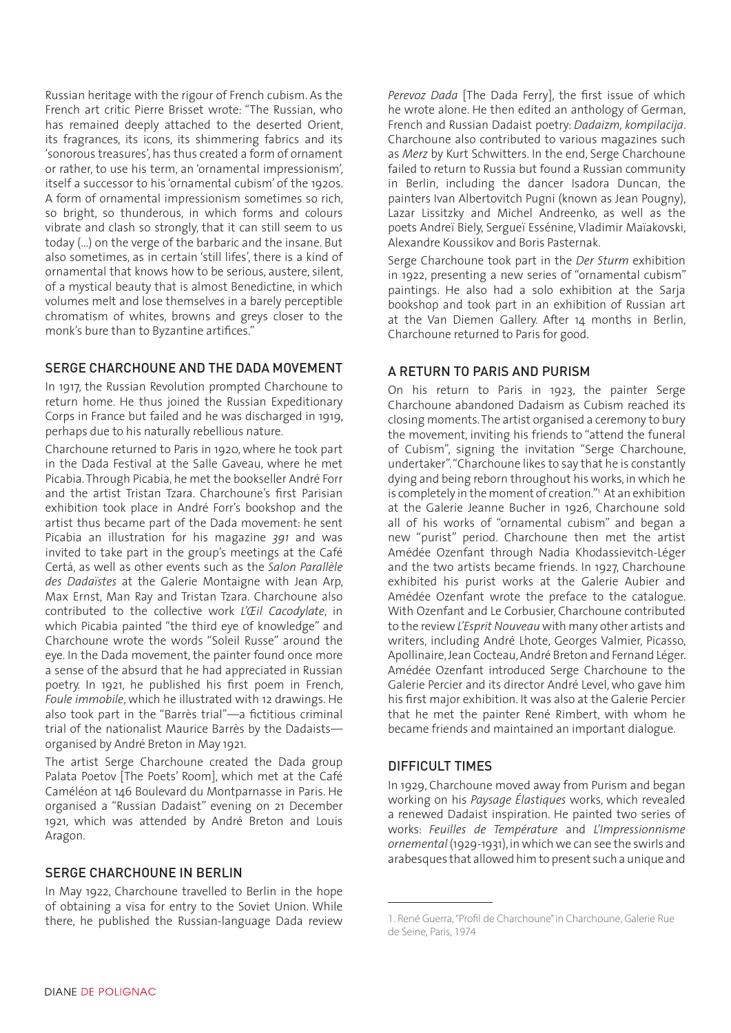Russian heritage with the rigour of French cubism. As the French art critic Pierre Brisset wrote: "The Russian, who has remained deeply attached to the deserted Orient, its fragrances, its icons, its shimmering fabrics and its 'sonorous treasures', has thus created a form of ornament or rather, to use his term, an 'ornamental impressionism', itself a successor to his 'ornamental cubism' of the 1920s. A form of ornamental impressionism sometimes so rich, so bright, so thunderous, in which forms and colours vibrate and clash so strongly, that it can still seem to us today (...) on the verge of the barbaric and the insane. But also sometimes, as in certain 'still lifes', there is a kind of ornamental that knows how to be serious, austere, silent, of a mystical beauty that is almost Benedictine, in which volumes melt and lose themselves in a barely perceptible chromatism of whites, browns and greys closer to the monk's bure than to Byzantine artifices."

## SERGE CHARCHOUNE AND THE DADA MOVEMENT

In 1917, the Russian Revolution prompted Charchoune to return home. He thus joined the Russian Expeditionary Corps in France but failed and he was discharged in 1919, perhaps due to his naturally rebellious nature.

Charchoune returned to Paris in 1920, where he took part in the Dada Festival at the Salle Gaveau, where he met Picabia. Through Picabia, he met the bookseller André Forr and the artist Tristan Tzara. Charchoune's first Parisian exhibition took place in André Forr's bookshop and the artist thus became part of the Dada movement: he sent Picabia an illustration for his magazine *391* and was invited to take part in the group's meetings at the Café Certá, as well as other events such as the *Salon Parallèle des Dadaïstes* at the Galerie Montaigne with Jean Arp, Max Ernst, Man Ray and Tristan Tzara. Charchoune also contributed to the collective work *L'Œil Cacodylate*, in which Picabia painted "the third eye of knowledge" and Charchoune wrote the words "Soleil Russe" around the eye. In the Dada movement, the painter found once more a sense of the absurd that he had appreciated in Russian poetry. In 1921, he published his first poem in French, *Foule immobile*, which he illustrated with 12 drawings. He also took part in the "Barrès trial"—a fictitious criminal trial of the nationalist Maurice Barrès by the Dadaists—organised by André Breton in May 1921.

The artist Serge Charchoune created the Dada group Palata Poetov [The Poets' Room], which met at the Café Caméléon at 146 Boulevard du Montparnasse in Paris. He organised a "Russian Dadaist" evening on 21 December 1921, which was attended by André Breton and Louis Aragon.

## SERGE CHARCHOUNE IN BERLIN

In May 1922, Charchoune travelled to Berlin in the hope of obtaining a visa for entry to the Soviet Union. While there, he published the Russian-language Dada review *Perevoz Dada* [The Dada Ferry], the first issue of which he wrote alone. He then edited an anthology of German, French and Russian Dadaist poetry: *Dadaizm, kompilacija*. Charchoune also contributed to various magazines such as *Merz* by Kurt Schwitters. In the end, Serge Charchoune failed to return to Russia but found a Russian community in Berlin, including the dancer Isadora Duncan, the painters Ivan Albertovitch Pugni (known as Jean Pougny), Lazar Lissitzky and Michel Andreenko, as well as the poets Andreï Biely, Sergueï Essénine, Vladimir Maïakovski, Alexandre Koussikov and Boris Pasternak.

Serge Charchoune took part in the *Der Sturm* exhibition in 1922, presenting a new series of "ornamental cubism" paintings. He also had a solo exhibition at the Sarja bookshop and took part in an exhibition of Russian art at the Van Diemen Gallery. After 14 months in Berlin, Charchoune returned to Paris for good.

## A RETURN TO PARIS AND PURISM

On his return to Paris in 1923, the painter Serge Charchoune abandoned Dadaism as Cubism reached its closing moments. The artist organised a ceremony to bury the movement, inviting his friends to "attend the funeral of Cubism", signing the invitation "Serge Charchoune, undertaker". "Charchoune likes to say that he is constantly dying and being reborn throughout his works, in which he is completely in the moment of creation."[1] At an exhibition at the Galerie Jeanne Bucher in 1926, Charchoune sold all of his works of "ornamental cubism" and began a new "purist" period. Charchoune then met the artist Amédée Ozenfant through Nadia Khodassievitch-Léger and the two artists became friends. In 1927, Charchoune exhibited his purist works at the Galerie Aubier and Amédée Ozenfant wrote the preface to the catalogue. With Ozenfant and Le Corbusier, Charchoune contributed to the review *L'Esprit Nouveau* with many other artists and writers, including André Lhote, Georges Valmier, Picasso, Apollinaire, Jean Cocteau, André Breton and Fernand Léger. Amédée Ozenfant introduced Serge Charchoune to the Galerie Percier and its director André Level, who gave him his first major exhibition. It was also at the Galerie Percier that he met the painter René Rimbert, with whom he became friends and maintained an important dialogue.

## DIFFICULT TIMES

In 1929, Charchoune moved away from Purism and began working on his *Paysage Élastiques* works, which revealed a renewed Dadaist inspiration. He painted two series of works: *Feuilles de Température* and *L'Impressionnisme ornemental* (1929-1931), in which we can see the swirls and arabesques that allowed him to present such a unique and

---

1. René Guerra, "Profil de Charchoune" in Charchoune, Galerie Rue de Seine, Paris, 1974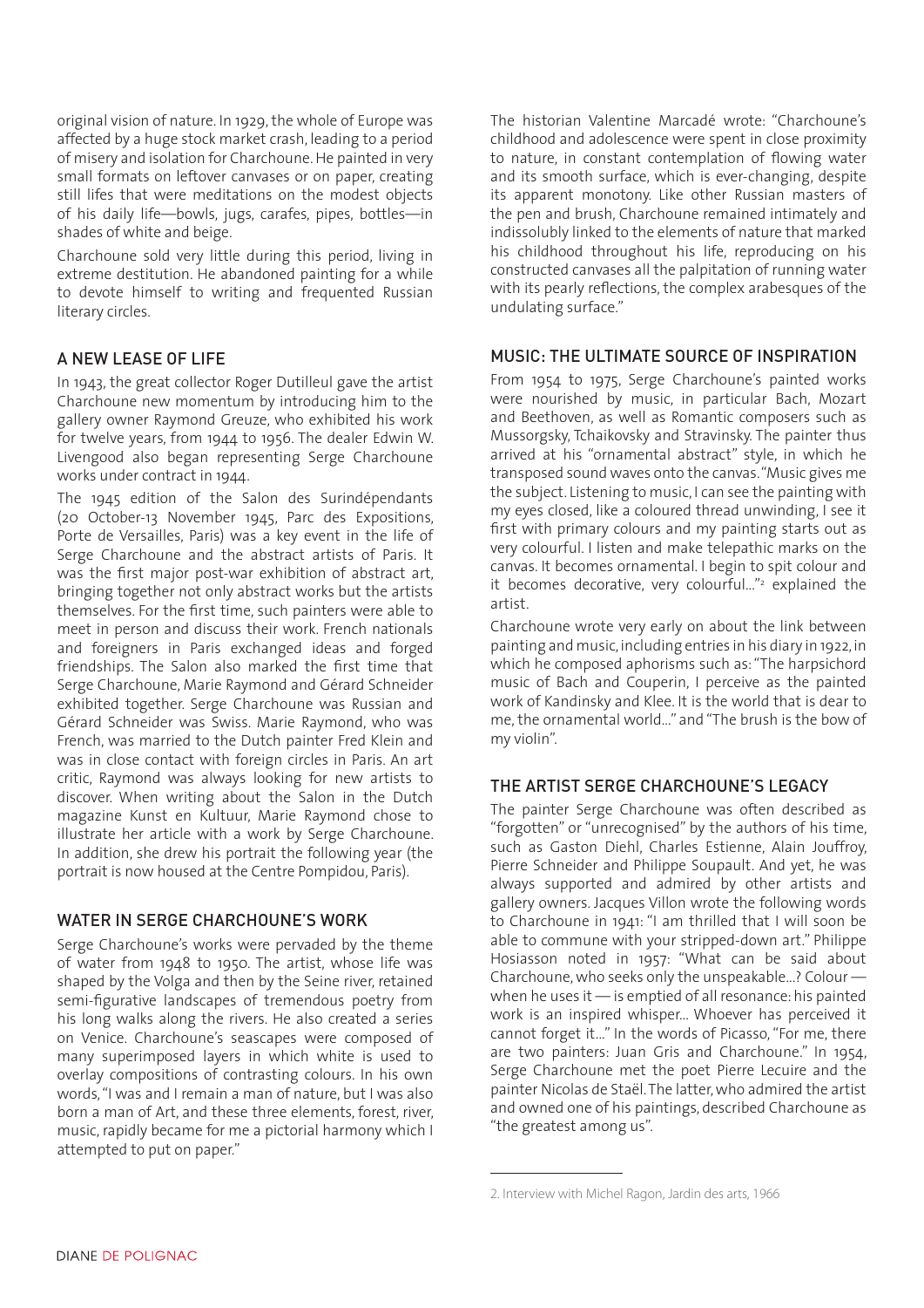original vision of nature. In 1929, the whole of Europe was affected by a huge stock market crash, leading to a period of misery and isolation for Charchoune. He painted in very small formats on leftover canvases or on paper, creating still lifes that were meditations on the modest objects of his daily life—bowls, jugs, carafes, pipes, bottles—in shades of white and beige.

Charchoune sold very little during this period, living in extreme destitution. He abandoned painting for a while to devote himself to writing and frequented Russian literary circles.

## A NEW LEASE OF LIFE

In 1943, the great collector Roger Dutilleul gave the artist Charchoune new momentum by introducing him to the gallery owner Raymond Greuze, who exhibited his work for twelve years, from 1944 to 1956. The dealer Edwin W. Livengood also began representing Serge Charchoune works under contract in 1944.

The 1945 edition of the Salon des Surindépendants (20 October-13 November 1945, Parc des Expositions, Porte de Versailles, Paris) was a key event in the life of Serge Charchoune and the abstract artists of Paris. It was the first major post-war exhibition of abstract art, bringing together not only abstract works but the artists themselves. For the first time, such painters were able to meet in person and discuss their work. French nationals and foreigners in Paris exchanged ideas and forged friendships. The Salon also marked the first time that Serge Charchoune, Marie Raymond and Gérard Schneider exhibited together. Serge Charchoune was Russian and Gérard Schneider was Swiss. Marie Raymond, who was French, was married to the Dutch painter Fred Klein and was in close contact with foreign circles in Paris. An art critic, Raymond was always looking for new artists to discover. When writing about the Salon in the Dutch magazine Kunst en Kultuur, Marie Raymond chose to illustrate her article with a work by Serge Charchoune. In addition, she drew his portrait the following year (the portrait is now housed at the Centre Pompidou, Paris).

## WATER IN SERGE CHARCHOUNE'S WORK

Serge Charchoune's works were pervaded by the theme of water from 1948 to 1950. The artist, whose life was shaped by the Volga and then by the Seine river, retained semi-figurative landscapes of tremendous poetry from his long walks along the rivers. He also created a series on Venice. Charchoune's seascapes were composed of many superimposed layers in which white is used to overlay compositions of contrasting colours. In his own words, "I was and I remain a man of nature, but I was also born a man of Art, and these three elements, forest, river, music, rapidly became for me a pictorial harmony which I attempted to put on paper."

The historian Valentine Marcadé wrote: "Charchoune's childhood and adolescence were spent in close proximity to nature, in constant contemplation of flowing water and its smooth surface, which is ever-changing, despite its apparent monotony. Like other Russian masters of the pen and brush, Charchoune remained intimately and indissolubly linked to the elements of nature that marked his childhood throughout his life, reproducing on his constructed canvases all the palpitation of running water with its pearly reflections, the complex arabesques of the undulating surface."

## MUSIC: THE ULTIMATE SOURCE OF INSPIRATION

From 1954 to 1975, Serge Charchoune's painted works were nourished by music, in particular Bach, Mozart and Beethoven, as well as Romantic composers such as Mussorgsky, Tchaikovsky and Stravinsky. The painter thus arrived at his "ornamental abstract" style, in which he transposed sound waves onto the canvas. "Music gives me the subject. Listening to music, I can see the painting with my eyes closed, like a coloured thread unwinding, I see it first with primary colours and my painting starts out as very colourful. I listen and make telepathic marks on the canvas. It becomes ornamental. I begin to spit colour and it becomes decorative, very colourful..."[2] explained the artist.

Charchoune wrote very early on about the link between painting and music, including entries in his diary in 1922, in which he composed aphorisms such as: "The harpsichord music of Bach and Couperin, I perceive as the painted work of Kandinsky and Klee. It is the world that is dear to me, the ornamental world..." and "The brush is the bow of my violin".

## THE ARTIST SERGE CHARCHOUNE'S LEGACY

The painter Serge Charchoune was often described as "forgotten" or "unrecognised" by the authors of his time, such as Gaston Diehl, Charles Estienne, Alain Jouffroy, Pierre Schneider and Philippe Soupault. And yet, he was always supported and admired by other artists and gallery owners. Jacques Villon wrote the following words to Charchoune in 1941: "I am thrilled that I will soon be able to commune with your stripped-down art." Philippe Hosiasson noted in 1957: "What can be said about Charchoune, who seeks only the unspeakable...? Colour — when he uses it — is emptied of all resonance: his painted work is an inspired whisper... Whoever has perceived it cannot forget it..." In the words of Picasso, "For me, there are two painters: Juan Gris and Charchoune." In 1954, Serge Charchoune met the poet Pierre Lecuire and the painter Nicolas de Staël. The latter, who admired the artist and owned one of his paintings, described Charchoune as "the greatest among us".

---

2. Interview with Michel Ragon, Jardin des arts, 1966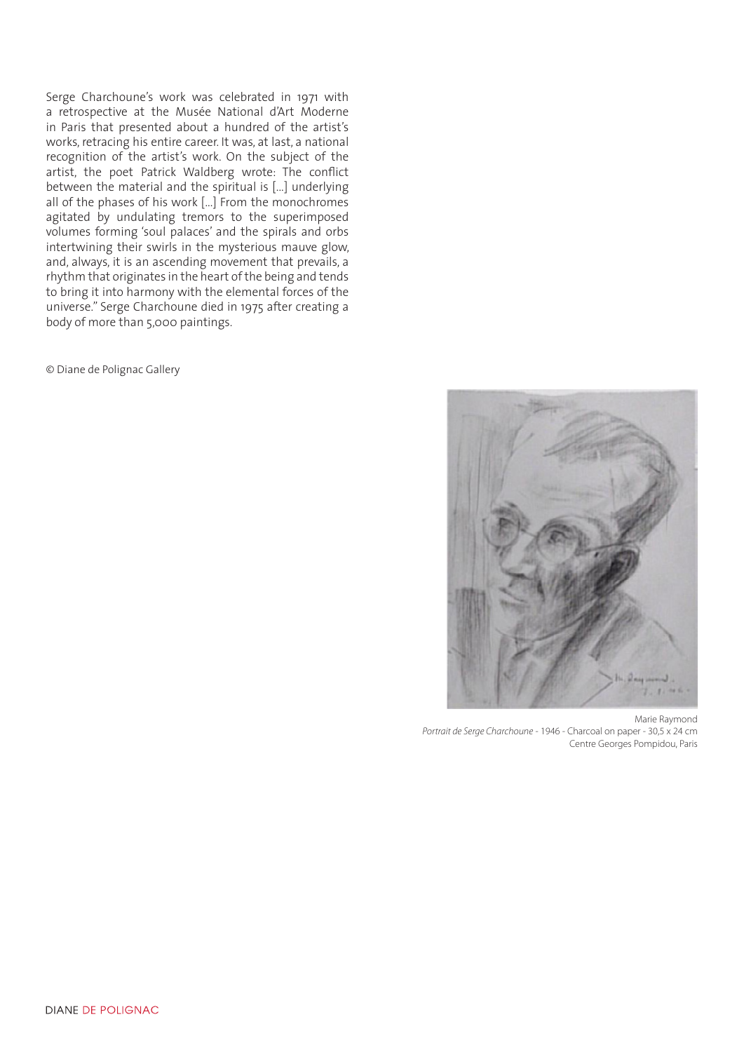Serge Charchoune's work was celebrated in 1971 with a retrospective at the Musée National d'Art Moderne in Paris that presented about a hundred of the artist's works, retracing his entire career. It was, at last, a national recognition of the artist's work. On the subject of the artist, the poet Patrick Waldberg wrote: The conflict between the material and the spiritual is [...] underlying all of the phases of his work [...] From the monochromes agitated by undulating tremors to the superimposed volumes forming 'soul palaces' and the spirals and orbs intertwining their swirls in the mysterious mauve glow, and, always, it is an ascending movement that prevails, a rhythm that originates in the heart of the being and tends to bring it into harmony with the elemental forces of the universe." Serge Charchoune died in 1975 after creating a body of more than 5,000 paintings.

© Diane de Polignac Gallery

Marie Raymond
*Portrait de Serge Charchoune* - 1946 - Charcoal on paper - 30,5 x 24 cm
Centre Georges Pompidou, Paris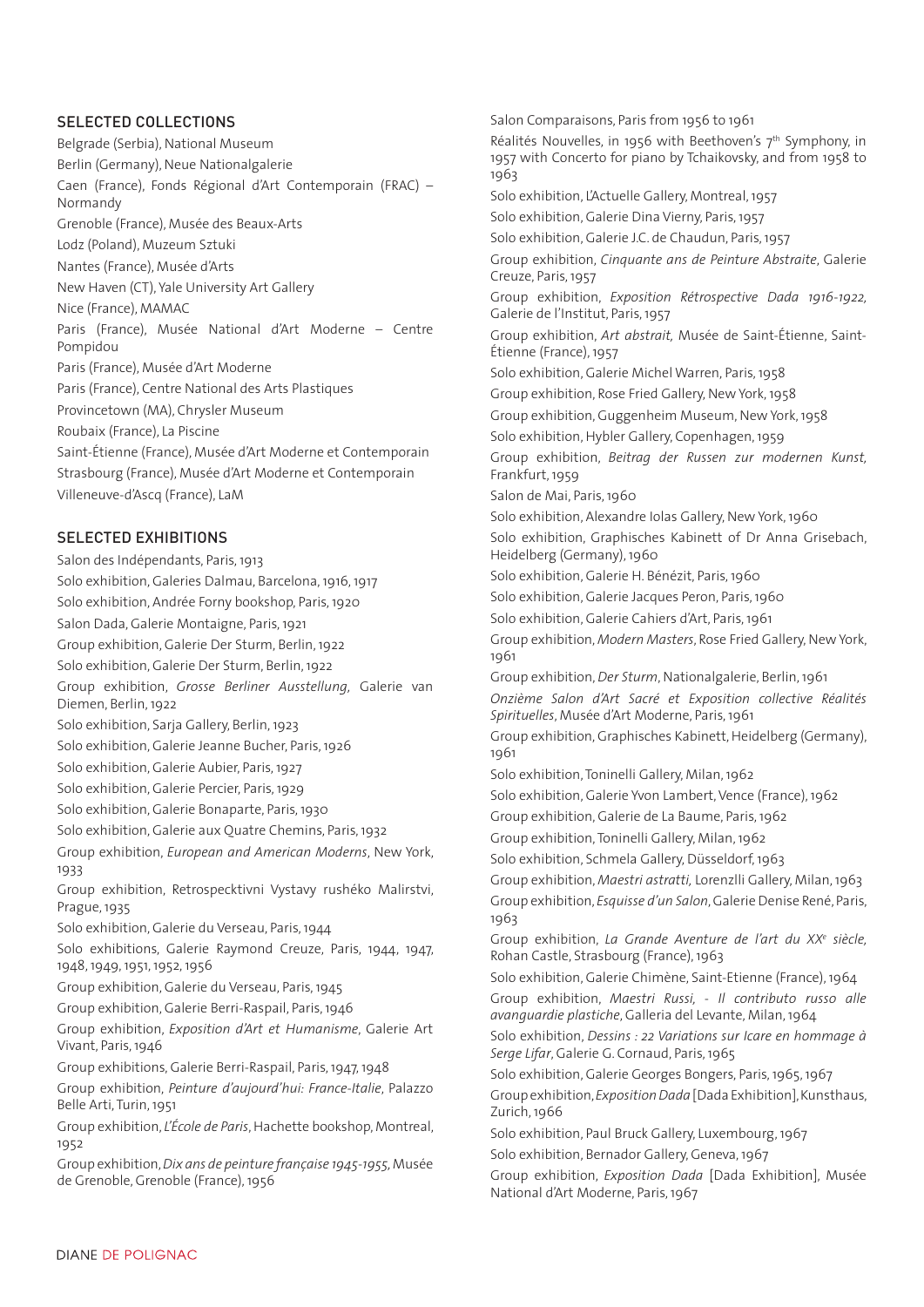## SELECTED COLLECTIONS

Belgrade (Serbia), National Museum

Berlin (Germany), Neue Nationalgalerie

Caen (France), Fonds Régional d'Art Contemporain (FRAC) – Normandy

Grenoble (France), Musée des Beaux-Arts

Lodz (Poland), Muzeum Sztuki

Nantes (France), Musée d'Arts

New Haven (CT), Yale University Art Gallery

Nice (France), MAMAC

Paris (France), Musée National d'Art Moderne – Centre Pompidou

Paris (France), Musée d'Art Moderne

Paris (France), Centre National des Arts Plastiques

Provincetown (MA), Chrysler Museum

Roubaix (France), La Piscine

Saint-Étienne (France), Musée d'Art Moderne et Contemporain

Strasbourg (France), Musée d'Art Moderne et Contemporain

Villeneuve-d'Ascq (France), LaM

## SELECTED EXHIBITIONS

Salon des Indépendants, Paris, 1913

Solo exhibition, Galeries Dalmau, Barcelona, 1916, 1917

Solo exhibition, Andrée Forny bookshop, Paris, 1920

Salon Dada, Galerie Montaigne, Paris, 1921

Group exhibition, Galerie Der Sturm, Berlin, 1922

Solo exhibition, Galerie Der Sturm, Berlin, 1922

Group exhibition, *Grosse Berliner Ausstellung*, Galerie van Diemen, Berlin, 1922

Solo exhibition, Sarja Gallery, Berlin, 1923

Solo exhibition, Galerie Jeanne Bucher, Paris, 1926

Solo exhibition, Galerie Aubier, Paris, 1927

Solo exhibition, Galerie Percier, Paris, 1929

Solo exhibition, Galerie Bonaparte, Paris, 1930

Solo exhibition, Galerie aux Quatre Chemins, Paris, 1932

Group exhibition, *European and American Moderns*, New York, 1933

Group exhibition, Retrospecktivni Vystavy rushéko Malirstvi, Prague, 1935

Solo exhibition, Galerie du Verseau, Paris, 1944

Solo exhibitions, Galerie Raymond Creuze, Paris, 1944, 1947, 1948, 1949, 1951, 1952, 1956

Group exhibition, Galerie du Verseau, Paris, 1945

Group exhibition, Galerie Berri-Raspail, Paris, 1946

Group exhibition, *Exposition d'Art et Humanisme*, Galerie Art Vivant, Paris, 1946

Group exhibitions, Galerie Berri-Raspail, Paris, 1947, 1948

Group exhibition, *Peinture d'aujourd'hui: France-Italie*, Palazzo Belle Arti, Turin, 1951

Group exhibition, *L'École de Paris*, Hachette bookshop, Montreal, 1952

Group exhibition, *Dix ans de peinture française 1945-1955*, Musée de Grenoble, Grenoble (France), 1956

Salon Comparaisons, Paris from 1956 to 1961

Réalités Nouvelles, in 1956 with Beethoven's 7th Symphony, in 1957 with Concerto for piano by Tchaikovsky, and from 1958 to 1963

Solo exhibition, L'Actuelle Gallery, Montreal, 1957

Solo exhibition, Galerie Dina Vierny, Paris, 1957

Solo exhibition, Galerie J.C. de Chaudun, Paris, 1957

Group exhibition, *Cinquante ans de Peinture Abstraite*, Galerie Creuze, Paris, 1957

Group exhibition, *Exposition Rétrospective Dada 1916-1922*, Galerie de l'Institut, Paris, 1957

Group exhibition, *Art abstrait*, Musée de Saint-Étienne, Saint-Étienne (France), 1957

Solo exhibition, Galerie Michel Warren, Paris, 1958

Group exhibition, Rose Fried Gallery, New York, 1958

Group exhibition, Guggenheim Museum, New York, 1958

Solo exhibition, Hybler Gallery, Copenhagen, 1959

Group exhibition, *Beitrag der Russen zur modernen Kunst*, Frankfurt, 1959

Salon de Mai, Paris, 1960

Solo exhibition, Alexandre Iolas Gallery, New York, 1960

Solo exhibition, Graphisches Kabinett of Dr Anna Grisebach, Heidelberg (Germany), 1960

Solo exhibition, Galerie H. Bénézit, Paris, 1960

Solo exhibition, Galerie Jacques Peron, Paris, 1960

Solo exhibition, Galerie Cahiers d'Art, Paris, 1961

Group exhibition, *Modern Masters*, Rose Fried Gallery, New York, 1961

Group exhibition, *Der Sturm*, Nationalgalerie, Berlin, 1961

*Onzième Salon d'Art Sacré et Exposition collective Réalités Spirituelles*, Musée d'Art Moderne, Paris, 1961

Group exhibition, Graphisches Kabinett, Heidelberg (Germany), 1961

Solo exhibition, Toninelli Gallery, Milan, 1962

Solo exhibition, Galerie Yvon Lambert, Vence (France), 1962

Group exhibition, Galerie de La Baume, Paris, 1962

Group exhibition, Toninelli Gallery, Milan, 1962

Solo exhibition, Schmela Gallery, Düsseldorf, 1963

Group exhibition, *Maestri astratti*, Lorenzlli Gallery, Milan, 1963

Group exhibition, *Esquisse d'un Salon*, Galerie Denise René, Paris, 1963

Group exhibition, *La Grande Aventure de l'art du XXe siècle*, Rohan Castle, Strasbourg (France), 1963

Solo exhibition, Galerie Chimène, Saint-Etienne (France), 1964

Group exhibition, *Maestri Russi, - Il contributo russo alle avanguardie plastiche*, Galleria del Levante, Milan, 1964

Solo exhibition, *Dessins : 22 Variations sur Icare en hommage à Serge Lifar*, Galerie G. Cornaud, Paris, 1965

Solo exhibition, Galerie Georges Bongers, Paris, 1965, 1967

Group exhibition, *Exposition Dada* [Dada Exhibition], Kunsthaus, Zurich, 1966

Solo exhibition, Paul Bruck Gallery, Luxembourg, 1967

Solo exhibition, Bernador Gallery, Geneva, 1967

Group exhibition, *Exposition Dada* [Dada Exhibition], Musée National d'Art Moderne, Paris, 1967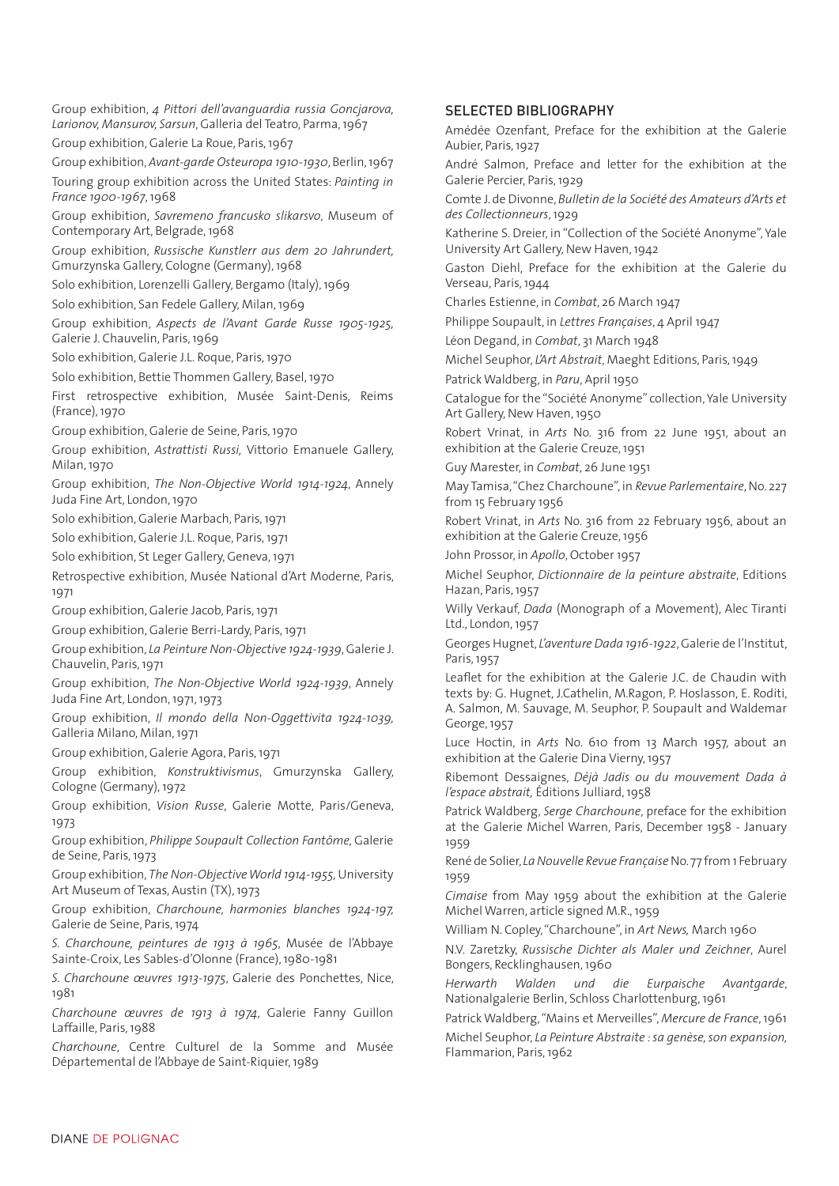Group exhibition, *4 Pittori dell'avanguardia russia Goncjarova, Larionov, Mansurov, Sarsun*, Galleria del Teatro, Parma, 1967

Group exhibition, Galerie La Roue, Paris, 1967

Group exhibition, *Avant-garde Osteuropa 1910-1930*, Berlin, 1967

Touring group exhibition across the United States: *Painting in France 1900-1967*, 1968

Group exhibition, *Savremeno francusko slikarsvo*, Museum of Contemporary Art, Belgrade, 1968

Group exhibition, *Russische Kunstlerr aus dem 20 Jahrundert,* Gmurzynska Gallery, Cologne (Germany), 1968

Solo exhibition, Lorenzelli Gallery, Bergamo (Italy), 1969

Solo exhibition, San Fedele Gallery, Milan, 1969

Group exhibition, *Aspects de l'Avant Garde Russe 1905-1925*, Galerie J. Chauvelin, Paris, 1969

Solo exhibition, Galerie J.L. Roque, Paris, 1970

Solo exhibition, Bettie Thommen Gallery, Basel, 1970

First retrospective exhibition, Musée Saint-Denis, Reims (France), 1970

Group exhibition, Galerie de Seine, Paris, 1970

Group exhibition, *Astrattisti Russi,* Vittorio Emanuele Gallery, Milan, 1970

Group exhibition, *The Non-Objective World 1914-1924*, Annely Juda Fine Art, London, 1970

Solo exhibition, Galerie Marbach, Paris, 1971

Solo exhibition, Galerie J.L. Roque, Paris, 1971

Solo exhibition, St Leger Gallery, Geneva, 1971

Retrospective exhibition, Musée National d'Art Moderne, Paris, 1971

Group exhibition, Galerie Jacob, Paris, 1971

Group exhibition, Galerie Berri-Lardy, Paris, 1971

Group exhibition, *La Peinture Non-Objective 1924-1939*, Galerie J. Chauvelin, Paris, 1971

Group exhibition, *The Non-Objective World 1924-1939*, Annely Juda Fine Art, London, 1971, 1973

Group exhibition, *Il mondo della Non-Oggettivita 1924-1039,* Galleria Milano, Milan, 1971

Group exhibition, Galerie Agora, Paris, 1971

Group exhibition, *Konstruktivismus*, Gmurzynska Gallery, Cologne (Germany), 1972

Group exhibition, *Vision Russe*, Galerie Motte, Paris/Geneva, 1973

Group exhibition, *Philippe Soupault Collection Fantôme,* Galerie de Seine, Paris, 1973

Group exhibition, *The Non-Objective World 1914-1955,* University Art Museum of Texas, Austin (TX), 1973

Group exhibition, *Charchoune, harmonies blanches 1924-197,* Galerie de Seine, Paris, 1974

*S. Charchoune, peintures de 1913 à 1965*, Musée de l'Abbaye Sainte-Croix, Les Sables-d'Olonne (France), 1980-1981

*S. Charchoune œuvres 1913-1975*, Galerie des Ponchettes, Nice, 1981

*Charchoune œuvres de 1913 à 1974*, Galerie Fanny Guillon Laffaille, Paris, 1988

*Charchoune*, Centre Culturel de la Somme and Musée Départemental de l'Abbaye de Saint-Riquier, 1989

## SELECTED BIBLIOGRAPHY

Amédée Ozenfant, Preface for the exhibition at the Galerie Aubier, Paris, 1927

André Salmon, Preface and letter for the exhibition at the Galerie Percier, Paris, 1929

Comte J. de Divonne, *Bulletin de la Société des Amateurs d'Arts et des Collectionneurs*, 1929

Katherine S. Dreier, in "Collection of the Société Anonyme", Yale University Art Gallery, New Haven, 1942

Gaston Diehl, Preface for the exhibition at the Galerie du Verseau, Paris, 1944

Charles Estienne, in *Combat*, 26 March 1947

Philippe Soupault, in *Lettres Françaises*, 4 April 1947

Léon Degand, in *Combat*, 31 March 1948

Michel Seuphor, *L'Art Abstrait*, Maeght Editions, Paris, 1949

Patrick Waldberg, in *Paru*, April 1950

Catalogue for the "Société Anonyme" collection, Yale University Art Gallery, New Haven, 1950

Robert Vrinat, in *Arts* No. 316 from 22 June 1951, about an exhibition at the Galerie Creuze, 1951

Guy Marester, in *Combat*, 26 June 1951

May Tamisa, "Chez Charchoune", in *Revue Parlementaire*, No. 227 from 15 February 1956

Robert Vrinat, in *Arts* No. 316 from 22 February 1956, about an exhibition at the Galerie Creuze, 1956

John Prossor, in *Apollo*, October 1957

Michel Seuphor, *Dictionnaire de la peinture abstraite*, Editions Hazan, Paris, 1957

Willy Verkauf, *Dada* (Monograph of a Movement), Alec Tiranti Ltd., London, 1957

Georges Hugnet, *L'aventure Dada 1916-1922*, Galerie de l'Institut, Paris, 1957

Leaflet for the exhibition at the Galerie J.C. de Chaudin with texts by: G. Hugnet, J.Cathelin, M.Ragon, P. Hoslasson, E. Roditi, A. Salmon, M. Sauvage, M. Seuphor, P. Soupault and Waldemar George, 1957

Luce Hoctin, in *Arts* No. 610 from 13 March 1957, about an exhibition at the Galerie Dina Vierny, 1957

Ribemont Dessaignes, *Déjà Jadis ou du mouvement Dada à l'espace abstrait,* Éditions Julliard, 1958

Patrick Waldberg, *Serge Charchoune*, preface for the exhibition at the Galerie Michel Warren, Paris, December 1958 - January 1959

René de Solier, *La Nouvelle Revue Française* No. 77 from 1 February 1959

*Cimaise* from May 1959 about the exhibition at the Galerie Michel Warren, article signed M.R., 1959

William N. Copley, "Charchoune", in *Art News,* March 1960

N.V. Zaretzky, *Russische Dichter als Maler und Zeichner*, Aurel Bongers, Recklinghausen, 1960

*Herwarth Walden und die Eurpaische Avantgarde*, Nationalgalerie Berlin, Schloss Charlottenburg, 1961

Patrick Waldberg, "Mains et Merveilles", *Mercure de France*, 1961

Michel Seuphor, *La Peinture Abstraite : sa genèse, son expansion*, Flammarion, Paris, 1962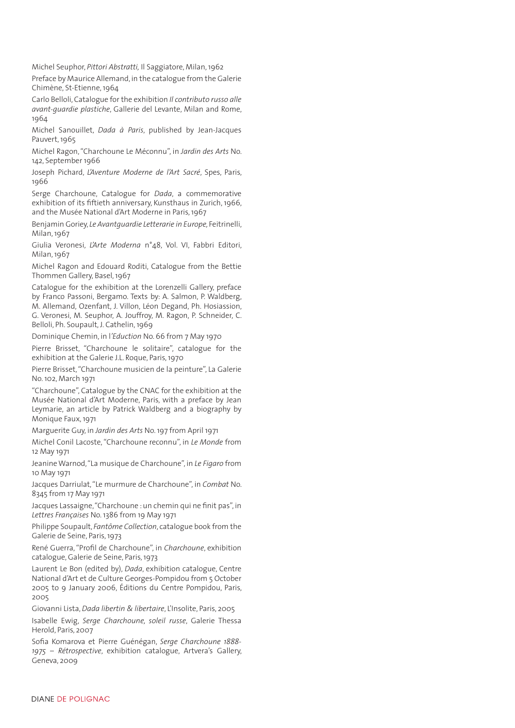Michel Seuphor, *Pittori Abstratti*, Il Saggiatore, Milan, 1962

Preface by Maurice Allemand, in the catalogue from the Galerie Chimène, St-Etienne, 1964

Carlo Belloli, Catalogue for the exhibition *Il contributo russo alle avant-guardie plastiche*, Gallerie del Levante, Milan and Rome, 1964

Michel Sanouillet, *Dada à Paris*, published by Jean-Jacques Pauvert, 1965

Michel Ragon, "Charchoune Le Méconnu", in *Jardin des Arts* No. 142, September 1966

Joseph Pichard, *L'Aventure Moderne de l'Art Sacré*, Spes, Paris, 1966

Serge Charchoune, Catalogue for *Dada*, a commemorative exhibition of its fiftieth anniversary, Kunsthaus in Zurich, 1966, and the Musée National d'Art Moderne in Paris, 1967

Benjamin Goriey, *Le Avantguardie Letterarie in Europe*, Feitrinelli, Milan, 1967

Giulia Veronesi, *L'Arte Moderna* n°48, Vol. VI, Fabbri Editori, Milan, 1967

Michel Ragon and Edouard Roditi, Catalogue from the Bettie Thommen Gallery, Basel, 1967

Catalogue for the exhibition at the Lorenzelli Gallery, preface by Franco Passoni, Bergamo. Texts by: A. Salmon, P. Waldberg, M. Allemand, Ozenfant, J. Villon, Léon Degand, Ph. Hosiassion, G. Veronesi, M. Seuphor, A. Jouffroy, M. Ragon, P. Schneider, C. Belloli, Ph. Soupault, J. Cathelin, 1969

Dominique Chemin, in l'*Eduction* No. 66 from 7 May 1970

Pierre Brisset, "Charchoune le solitaire", catalogue for the exhibition at the Galerie J.L. Roque, Paris, 1970

Pierre Brisset, "Charchoune musicien de la peinture", La Galerie No. 102, March 1971

"Charchoune", Catalogue by the CNAC for the exhibition at the Musée National d'Art Moderne, Paris, with a preface by Jean Leymarie, an article by Patrick Waldberg and a biography by Monique Faux, 1971

Marguerite Guy, in *Jardin des Arts* No. 197 from April 1971

Michel Conil Lacoste, "Charchoune reconnu", in *Le Monde* from 12 May 1971

Jeanine Warnod, "La musique de Charchoune", in *Le Figaro* from 10 May 1971

Jacques Darriulat, "Le murmure de Charchoune", in *Combat* No. 8345 from 17 May 1971

Jacques Lassaigne, "Charchoune : un chemin qui ne finit pas", in *Lettres Françaises* No. 1386 from 19 May 1971

Philippe Soupault, *Fantôme Collection*, catalogue book from the Galerie de Seine, Paris, 1973

René Guerra, "Profil de Charchoune", in *Charchoune*, exhibition catalogue, Galerie de Seine, Paris, 1973

Laurent Le Bon (edited by), *Dada*, exhibition catalogue, Centre National d'Art et de Culture Georges-Pompidou from 5 October 2005 to 9 January 2006, Éditions du Centre Pompidou, Paris, 2005

Giovanni Lista, *Dada libertin & libertaire*, L'Insolite, Paris, 2005

Isabelle Ewig, *Serge Charchoune, soleil russe*, Galerie Thessa Herold, Paris, 2007

Sofia Komarova et Pierre Guénégan, *Serge Charchoune 1888-1975 – Rétrospective*, exhibition catalogue, Artvera's Gallery, Geneva, 2009